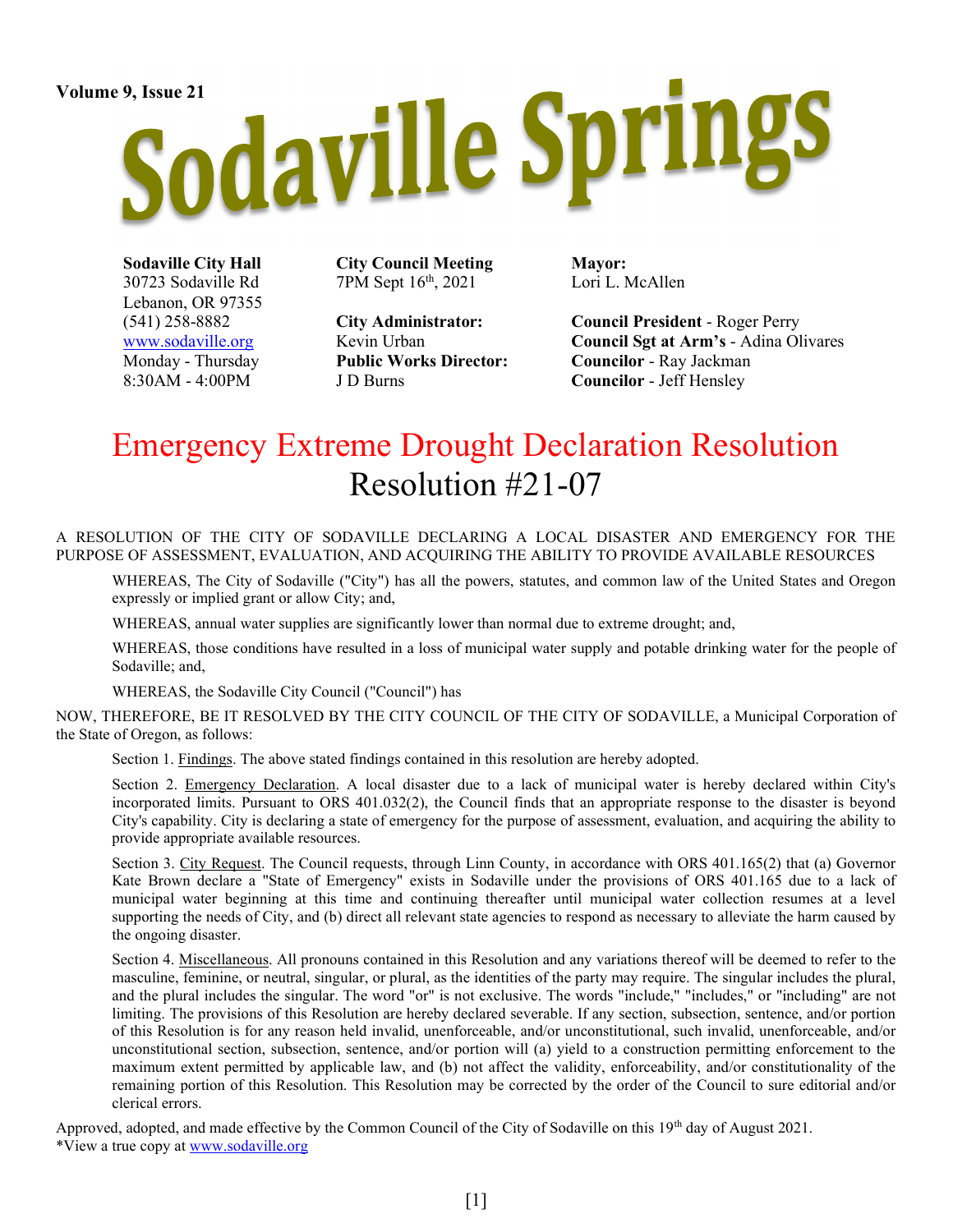Volume 9, Issue 21

# Sodaville Springs

**Sodaville City Hall**
30723 Sodaville Rd
Lebanon, OR 97355
(541) 258-8882
www.sodaville.org
Monday - Thursday
8:30AM - 4:00PM

**City Council Meeting**
7PM Sept 16th, 2021

**City Administrator:**
Kevin Urban
**Public Works Director:**
J D Burns

**Mayor:**
Lori L. McAllen

**Council President** - Roger Perry
**Council Sgt at Arm's** - Adina Olivares
**Councilor** - Ray Jackman
**Councilor** - Jeff Hensley

## Emergency Extreme Drought Declaration Resolution
## Resolution #21-07

A RESOLUTION OF THE CITY OF SODAVILLE DECLARING A LOCAL DISASTER AND EMERGENCY FOR THE PURPOSE OF ASSESSMENT, EVALUATION, AND ACQUIRING THE ABILITY TO PROVIDE AVAILABLE RESOURCES

WHEREAS, The City of Sodaville ("City") has all the powers, statutes, and common law of the United States and Oregon expressly or implied grant or allow City; and,

WHEREAS, annual water supplies are significantly lower than normal due to extreme drought; and,

WHEREAS, those conditions have resulted in a loss of municipal water supply and potable drinking water for the people of Sodaville; and,

WHEREAS, the Sodaville City Council ("Council") has

NOW, THEREFORE, BE IT RESOLVED BY THE CITY COUNCIL OF THE CITY OF SODAVILLE, a Municipal Corporation of the State of Oregon, as follows:

Section 1. Findings. The above stated findings contained in this resolution are hereby adopted.

Section 2. Emergency Declaration. A local disaster due to a lack of municipal water is hereby declared within City's incorporated limits. Pursuant to ORS 401.032(2), the Council finds that an appropriate response to the disaster is beyond City's capability. City is declaring a state of emergency for the purpose of assessment, evaluation, and acquiring the ability to provide appropriate available resources.

Section 3. City Request. The Council requests, through Linn County, in accordance with ORS 401.165(2) that (a) Governor Kate Brown declare a "State of Emergency" exists in Sodaville under the provisions of ORS 401.165 due to a lack of municipal water beginning at this time and continuing thereafter until municipal water collection resumes at a level supporting the needs of City, and (b) direct all relevant state agencies to respond as necessary to alleviate the harm caused by the ongoing disaster.

Section 4. Miscellaneous. All pronouns contained in this Resolution and any variations thereof will be deemed to refer to the masculine, feminine, or neutral, singular, or plural, as the identities of the party may require. The singular includes the plural, and the plural includes the singular. The word "or" is not exclusive. The words "include," "includes," or "including" are not limiting. The provisions of this Resolution are hereby declared severable. If any section, subsection, sentence, and/or portion of this Resolution is for any reason held invalid, unenforceable, and/or unconstitutional, such invalid, unenforceable, and/or unconstitutional section, subsection, sentence, and/or portion will (a) yield to a construction permitting enforcement to the maximum extent permitted by applicable law, and (b) not affect the validity, enforceability, and/or constitutionality of the remaining portion of this Resolution. This Resolution may be corrected by the order of the Council to sure editorial and/or clerical errors.

Approved, adopted, and made effective by the Common Council of the City of Sodaville on this 19th day of August 2021.
*View a true copy at www.sodaville.org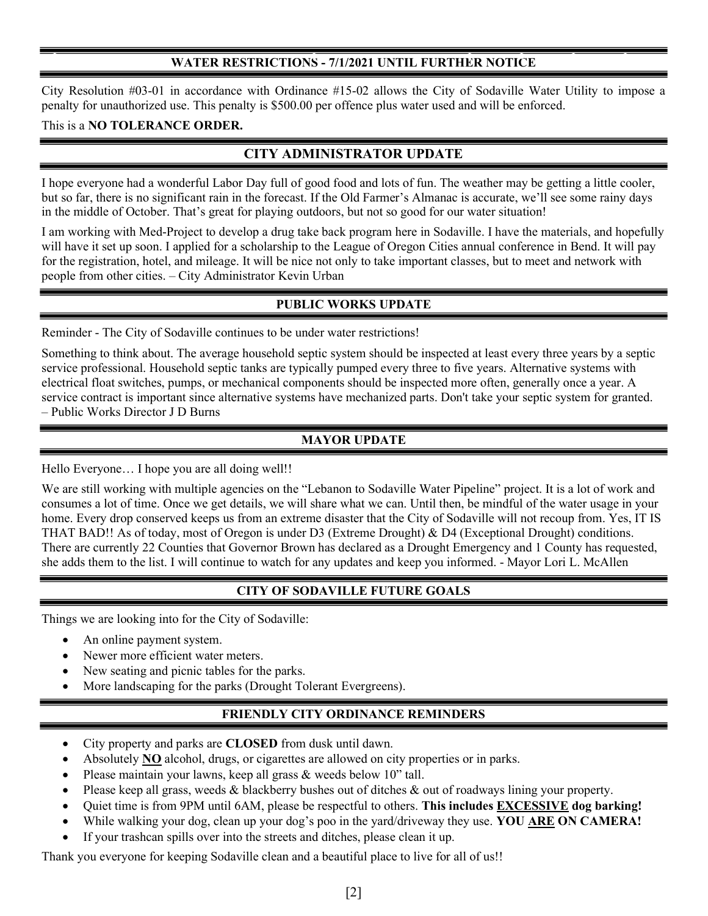## WATER RESTRICTIONS - 7/1/2021 UNTIL FURTHER NOTICE

City Resolution #03-01 in accordance with Ordinance #15-02 allows the City of Sodaville Water Utility to impose a penalty for unauthorized use. This penalty is $500.00 per offence plus water used and will be enforced.

This is a **NO TOLERANCE ORDER.**

## CITY ADMINISTRATOR UPDATE

I hope everyone had a wonderful Labor Day full of good food and lots of fun. The weather may be getting a little cooler, but so far, there is no significant rain in the forecast. If the Old Farmer's Almanac is accurate, we'll see some rainy days in the middle of October. That's great for playing outdoors, but not so good for our water situation!

I am working with Med-Project to develop a drug take back program here in Sodaville. I have the materials, and hopefully will have it set up soon. I applied for a scholarship to the League of Oregon Cities annual conference in Bend. It will pay for the registration, hotel, and mileage. It will be nice not only to take important classes, but to meet and network with people from other cities. – City Administrator Kevin Urban

## PUBLIC WORKS UPDATE

Reminder - The City of Sodaville continues to be under water restrictions!

Something to think about. The average household septic system should be inspected at least every three years by a septic service professional. Household septic tanks are typically pumped every three to five years. Alternative systems with electrical float switches, pumps, or mechanical components should be inspected more often, generally once a year. A service contract is important since alternative systems have mechanized parts. Don't take your septic system for granted. – Public Works Director J D Burns

## MAYOR UPDATE

Hello Everyone… I hope you are all doing well!!

We are still working with multiple agencies on the "Lebanon to Sodaville Water Pipeline" project. It is a lot of work and consumes a lot of time. Once we get details, we will share what we can. Until then, be mindful of the water usage in your home. Every drop conserved keeps us from an extreme disaster that the City of Sodaville will not recoup from. Yes, IT IS THAT BAD!! As of today, most of Oregon is under D3 (Extreme Drought) & D4 (Exceptional Drought) conditions. There are currently 22 Counties that Governor Brown has declared as a Drought Emergency and 1 County has requested, she adds them to the list. I will continue to watch for any updates and keep you informed. - Mayor Lori L. McAllen

## CITY OF SODAVILLE FUTURE GOALS

Things we are looking into for the City of Sodaville:

- An online payment system.
- Newer more efficient water meters.
- New seating and picnic tables for the parks.
- More landscaping for the parks (Drought Tolerant Evergreens).

## FRIENDLY CITY ORDINANCE REMINDERS

- City property and parks are **CLOSED** from dusk until dawn.
- Absolutely **<u>NO</u>** alcohol, drugs, or cigarettes are allowed on city properties or in parks.
- Please maintain your lawns, keep all grass & weeds below 10" tall.
- Please keep all grass, weeds & blackberry bushes out of ditches & out of roadways lining your property.
- Quiet time is from 9PM until 6AM, please be respectful to others. **This includes <u>EXCESSIVE</u> dog barking!**
- While walking your dog, clean up your dog's poo in the yard/driveway they use. **YOU <u>ARE</u> ON CAMERA!**
- If your trashcan spills over into the streets and ditches, please clean it up.

Thank you everyone for keeping Sodaville clean and a beautiful place to live for all of us!!